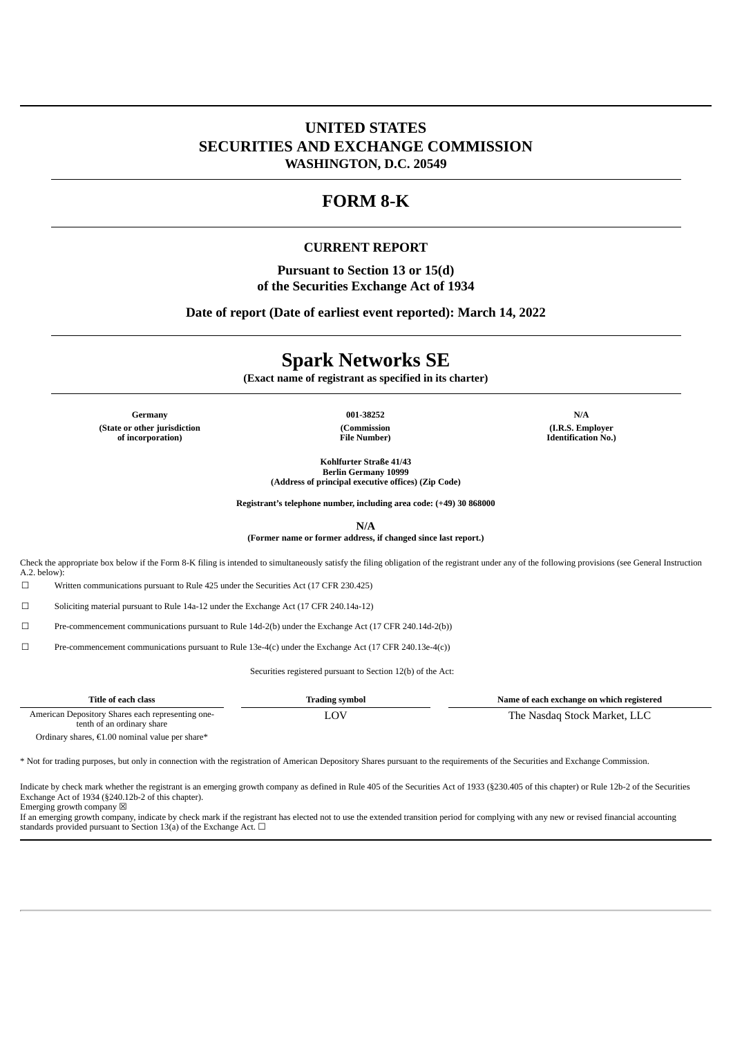# UNITED STATES
# SECURITIES AND EXCHANGE COMMISSION
**WASHINGTON, D.C. 20549**

# FORM 8-K

## CURRENT REPORT

**Pursuant to Section 13 or 15(d)**
**of the Securities Exchange Act of 1934**

**Date of report (Date of earliest event reported): March 14, 2022**

# Spark Networks SE

**(Exact name of registrant as specified in its charter)**

| Germany | 001-38252 | N/A |
|---|---|---|
| (State or other jurisdiction of incorporation) | (Commission File Number) | (I.R.S. Employer Identification No.) |

**Kohlfurter Straße 41/43**
**Berlin Germany 10999**
**(Address of principal executive offices) (Zip Code)**

**Registrant's telephone number, including area code: (+49) 30 868000**

**N/A**
**(Former name or former address, if changed since last report.)**

Check the appropriate box below if the Form 8-K filing is intended to simultaneously satisfy the filing obligation of the registrant under any of the following provisions (see General Instruction A.2. below):

☐ Written communications pursuant to Rule 425 under the Securities Act (17 CFR 230.425)

☐ Soliciting material pursuant to Rule 14a-12 under the Exchange Act (17 CFR 240.14a-12)

☐ Pre-commencement communications pursuant to Rule 14d-2(b) under the Exchange Act (17 CFR 240.14d-2(b))

☐ Pre-commencement communications pursuant to Rule 13e-4(c) under the Exchange Act (17 CFR 240.13e-4(c))

Securities registered pursuant to Section 12(b) of the Act:

| Title of each class | Trading symbol | Name of each exchange on which registered |
|---|---|---|
| American Depository Shares each representing one-tenth of an ordinary share | LOV | The Nasdaq Stock Market, LLC |
| Ordinary shares, €1.00 nominal value per share* | | |

* Not for trading purposes, but only in connection with the registration of American Depository Shares pursuant to the requirements of the Securities and Exchange Commission.

Indicate by check mark whether the registrant is an emerging growth company as defined in Rule 405 of the Securities Act of 1933 (§230.405 of this chapter) or Rule 12b-2 of the Securities Exchange Act of 1934 (§240.12b-2 of this chapter).
Emerging growth company ☒
If an emerging growth company, indicate by check mark if the registrant has elected not to use the extended transition period for complying with any new or revised financial accounting standards provided pursuant to Section 13(a) of the Exchange Act. ☐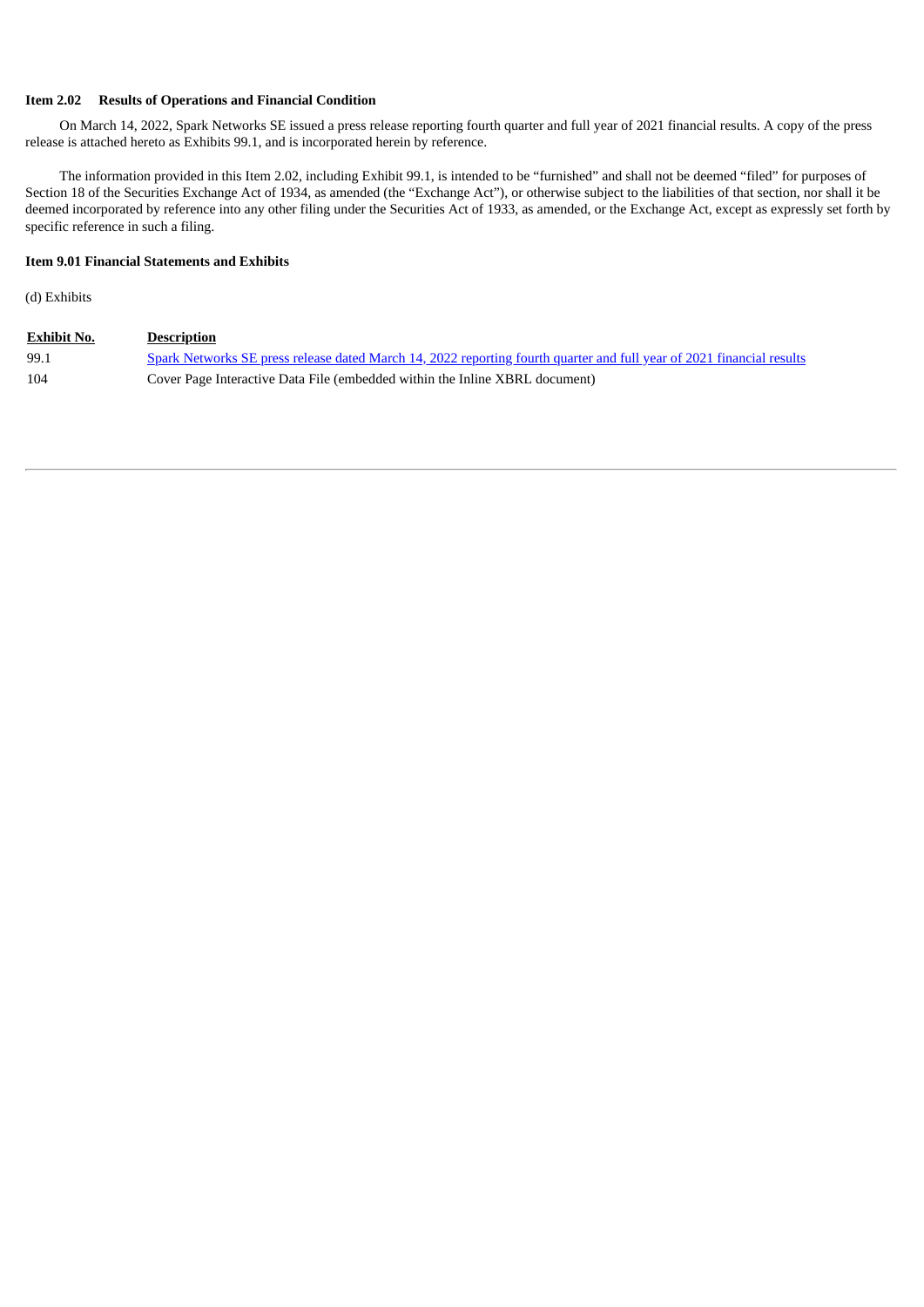**Item 2.02 Results of Operations and Financial Condition**

On March 14, 2022, Spark Networks SE issued a press release reporting fourth quarter and full year of 2021 financial results. A copy of the press release is attached hereto as Exhibits 99.1, and is incorporated herein by reference.

The information provided in this Item 2.02, including Exhibit 99.1, is intended to be "furnished" and shall not be deemed "filed" for purposes of Section 18 of the Securities Exchange Act of 1934, as amended (the "Exchange Act"), or otherwise subject to the liabilities of that section, nor shall it be deemed incorporated by reference into any other filing under the Securities Act of 1933, as amended, or the Exchange Act, except as expressly set forth by specific reference in such a filing.

**Item 9.01 Financial Statements and Exhibits**

(d) Exhibits

| Exhibit No. | Description |
| --- | --- |
| 99.1 | Spark Networks SE press release dated March 14, 2022 reporting fourth quarter and full year of 2021 financial results |
| 104 | Cover Page Interactive Data File (embedded within the Inline XBRL document) |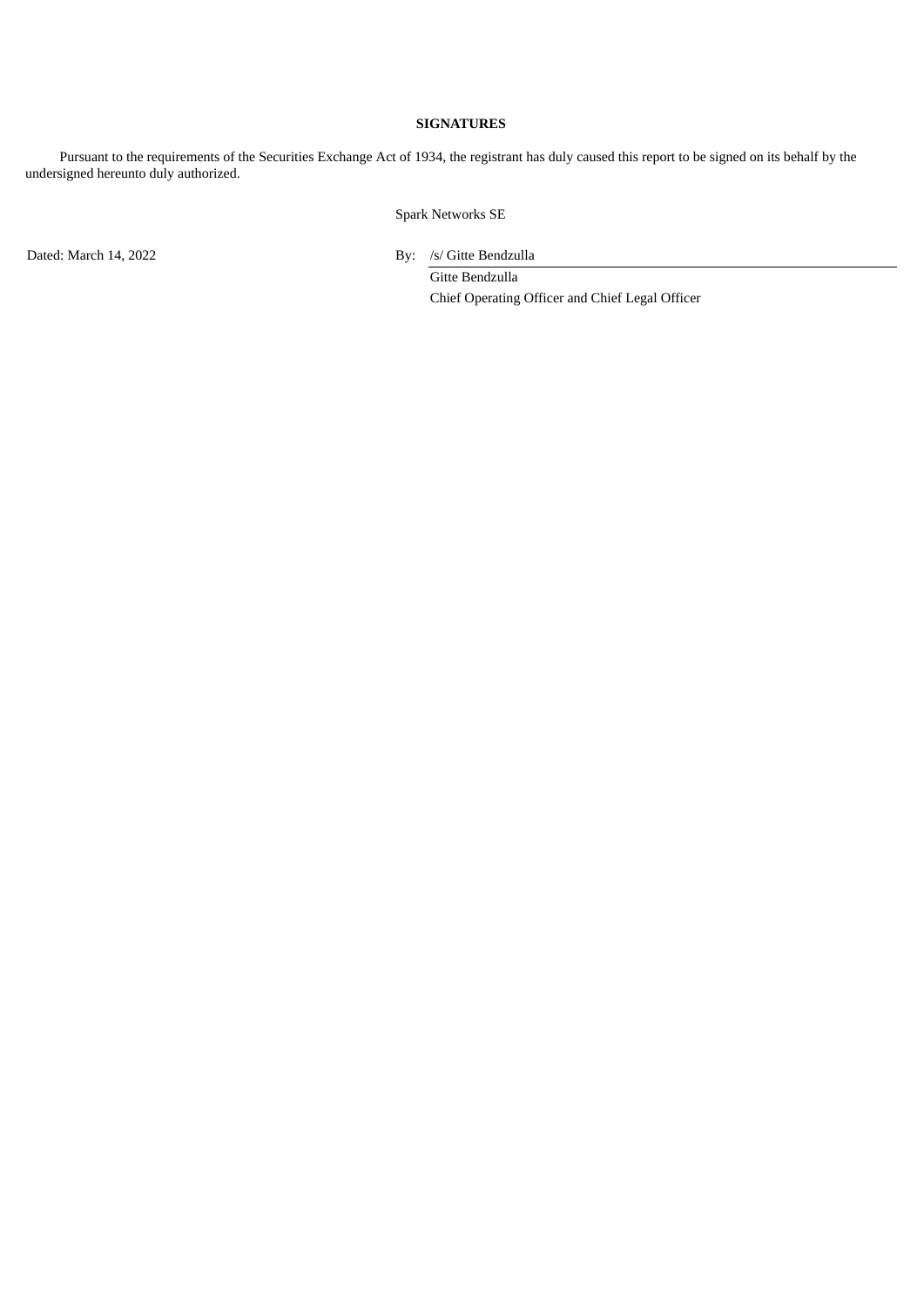**SIGNATURES**

Pursuant to the requirements of the Securities Exchange Act of 1934, the registrant has duly caused this report to be signed on its behalf by the undersigned hereunto duly authorized.

Spark Networks SE

Dated: March 14, 2022

By: /s/ Gitte Bendzulla

Gitte Bendzulla

Chief Operating Officer and Chief Legal Officer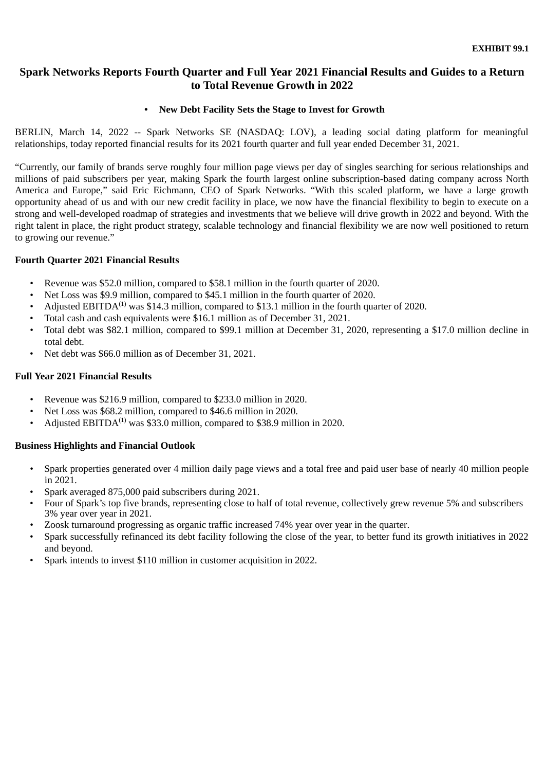**EXHIBIT 99.1**

# Spark Networks Reports Fourth Quarter and Full Year 2021 Financial Results and Guides to a Return to Total Revenue Growth in 2022

- **New Debt Facility Sets the Stage to Invest for Growth**

BERLIN, March 14, 2022 -- Spark Networks SE (NASDAQ: LOV), a leading social dating platform for meaningful relationships, today reported financial results for its 2021 fourth quarter and full year ended December 31, 2021.

“Currently, our family of brands serve roughly four million page views per day of singles searching for serious relationships and millions of paid subscribers per year, making Spark the fourth largest online subscription-based dating company across North America and Europe,” said Eric Eichmann, CEO of Spark Networks. “With this scaled platform, we have a large growth opportunity ahead of us and with our new credit facility in place, we now have the financial flexibility to begin to execute on a strong and well-developed roadmap of strategies and investments that we believe will drive growth in 2022 and beyond. With the right talent in place, the right product strategy, scalable technology and financial flexibility we are now well positioned to return to growing our revenue.”

**Fourth Quarter 2021 Financial Results**

- Revenue was $52.0 million, compared to $58.1 million in the fourth quarter of 2020.
- Net Loss was $9.9 million, compared to $45.1 million in the fourth quarter of 2020.
- Adjusted EBITDA(1) was $14.3 million, compared to $13.1 million in the fourth quarter of 2020.
- Total cash and cash equivalents were $16.1 million as of December 31, 2021.
- Total debt was $82.1 million, compared to $99.1 million at December 31, 2020, representing a $17.0 million decline in total debt.
- Net debt was $66.0 million as of December 31, 2021.

**Full Year 2021 Financial Results**

- Revenue was $216.9 million, compared to $233.0 million in 2020.
- Net Loss was $68.2 million, compared to $46.6 million in 2020.
- Adjusted EBITDA(1) was $33.0 million, compared to $38.9 million in 2020.

**Business Highlights and Financial Outlook**

- Spark properties generated over 4 million daily page views and a total free and paid user base of nearly 40 million people in 2021.
- Spark averaged 875,000 paid subscribers during 2021.
- Four of Spark’s top five brands, representing close to half of total revenue, collectively grew revenue 5% and subscribers 3% year over year in 2021.
- Zoosk turnaround progressing as organic traffic increased 74% year over year in the quarter.
- Spark successfully refinanced its debt facility following the close of the year, to better fund its growth initiatives in 2022 and beyond.
- Spark intends to invest $110 million in customer acquisition in 2022.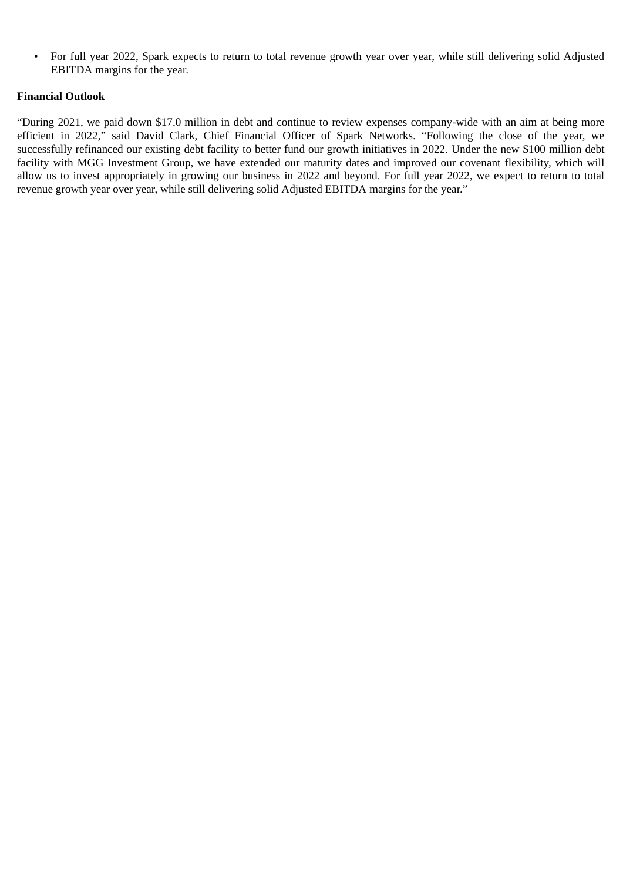- For full year 2022, Spark expects to return to total revenue growth year over year, while still delivering solid Adjusted EBITDA margins for the year.

**Financial Outlook**

"During 2021, we paid down $17.0 million in debt and continue to review expenses company-wide with an aim at being more efficient in 2022," said David Clark, Chief Financial Officer of Spark Networks. "Following the close of the year, we successfully refinanced our existing debt facility to better fund our growth initiatives in 2022. Under the new $100 million debt facility with MGG Investment Group, we have extended our maturity dates and improved our covenant flexibility, which will allow us to invest appropriately in growing our business in 2022 and beyond. For full year 2022, we expect to return to total revenue growth year over year, while still delivering solid Adjusted EBITDA margins for the year."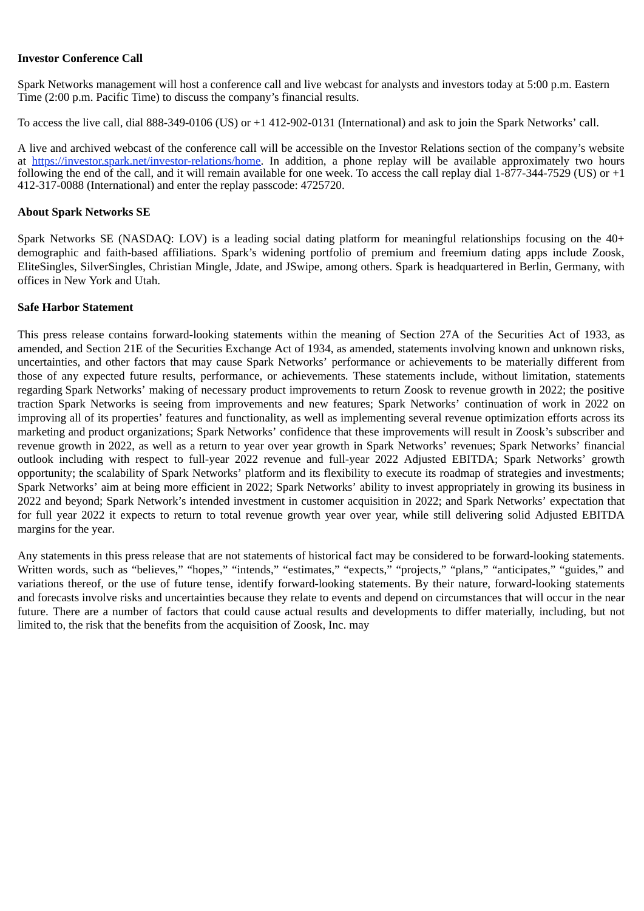**Investor Conference Call**

Spark Networks management will host a conference call and live webcast for analysts and investors today at 5:00 p.m. Eastern Time (2:00 p.m. Pacific Time) to discuss the company's financial results.

To access the live call, dial 888-349-0106 (US) or +1 412-902-0131 (International) and ask to join the Spark Networks' call.

A live and archived webcast of the conference call will be accessible on the Investor Relations section of the company's website at https://investor.spark.net/investor-relations/home. In addition, a phone replay will be available approximately two hours following the end of the call, and it will remain available for one week. To access the call replay dial 1-877-344-7529 (US) or +1 412-317-0088 (International) and enter the replay passcode: 4725720.

**About Spark Networks SE**

Spark Networks SE (NASDAQ: LOV) is a leading social dating platform for meaningful relationships focusing on the 40+ demographic and faith-based affiliations. Spark's widening portfolio of premium and freemium dating apps include Zoosk, EliteSingles, SilverSingles, Christian Mingle, Jdate, and JSwipe, among others. Spark is headquartered in Berlin, Germany, with offices in New York and Utah.

**Safe Harbor Statement**

This press release contains forward-looking statements within the meaning of Section 27A of the Securities Act of 1933, as amended, and Section 21E of the Securities Exchange Act of 1934, as amended, statements involving known and unknown risks, uncertainties, and other factors that may cause Spark Networks' performance or achievements to be materially different from those of any expected future results, performance, or achievements. These statements include, without limitation, statements regarding Spark Networks' making of necessary product improvements to return Zoosk to revenue growth in 2022; the positive traction Spark Networks is seeing from improvements and new features; Spark Networks' continuation of work in 2022 on improving all of its properties' features and functionality, as well as implementing several revenue optimization efforts across its marketing and product organizations; Spark Networks' confidence that these improvements will result in Zoosk's subscriber and revenue growth in 2022, as well as a return to year over year growth in Spark Networks' revenues; Spark Networks' financial outlook including with respect to full-year 2022 revenue and full-year 2022 Adjusted EBITDA; Spark Networks' growth opportunity; the scalability of Spark Networks' platform and its flexibility to execute its roadmap of strategies and investments; Spark Networks' aim at being more efficient in 2022; Spark Networks' ability to invest appropriately in growing its business in 2022 and beyond; Spark Network's intended investment in customer acquisition in 2022; and Spark Networks' expectation that for full year 2022 it expects to return to total revenue growth year over year, while still delivering solid Adjusted EBITDA margins for the year.

Any statements in this press release that are not statements of historical fact may be considered to be forward-looking statements. Written words, such as "believes," "hopes," "intends," "estimates," "expects," "projects," "plans," "anticipates," "guides," and variations thereof, or the use of future tense, identify forward-looking statements. By their nature, forward-looking statements and forecasts involve risks and uncertainties because they relate to events and depend on circumstances that will occur in the near future. There are a number of factors that could cause actual results and developments to differ materially, including, but not limited to, the risk that the benefits from the acquisition of Zoosk, Inc. may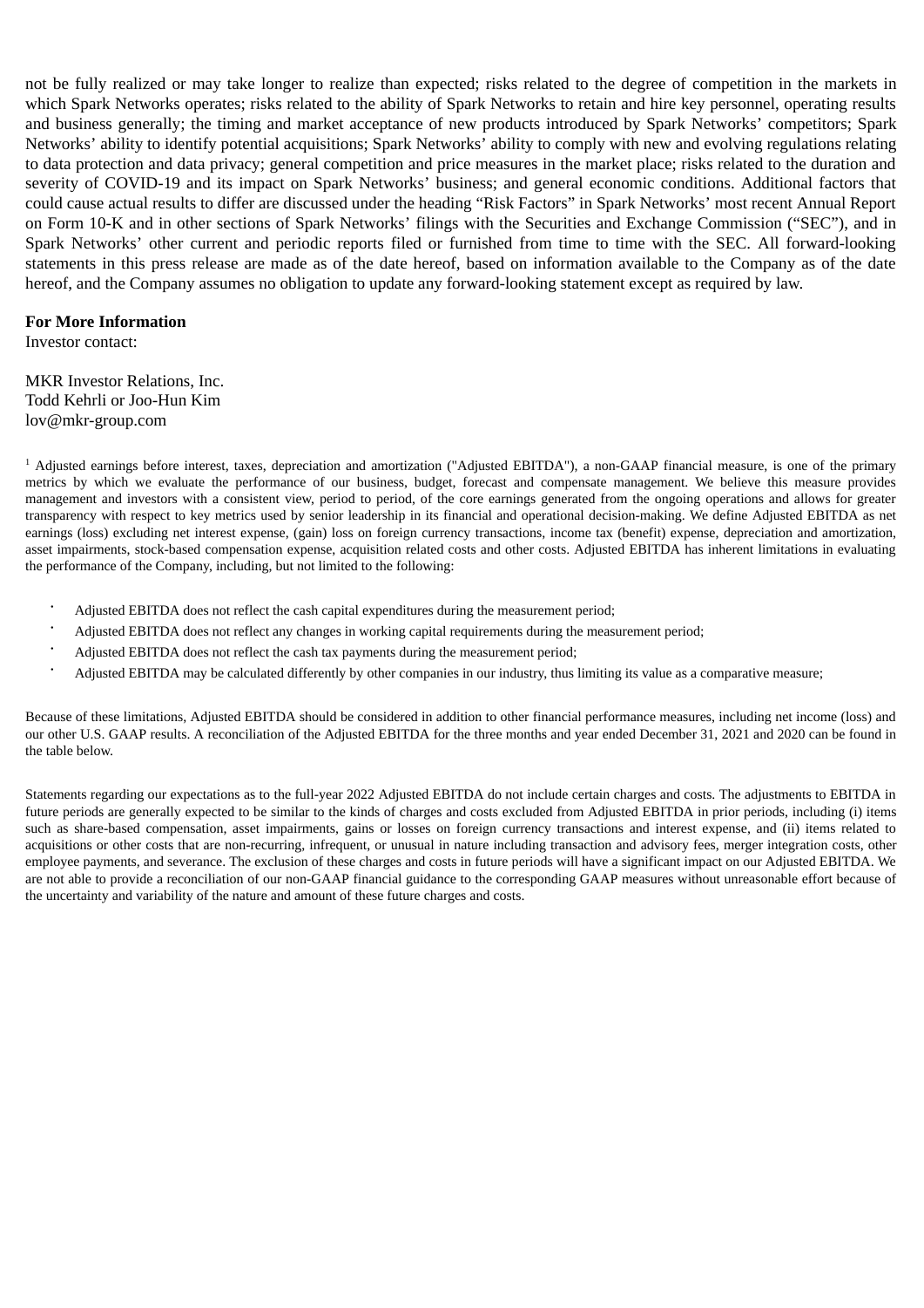not be fully realized or may take longer to realize than expected; risks related to the degree of competition in the markets in which Spark Networks operates; risks related to the ability of Spark Networks to retain and hire key personnel, operating results and business generally; the timing and market acceptance of new products introduced by Spark Networks' competitors; Spark Networks' ability to identify potential acquisitions; Spark Networks' ability to comply with new and evolving regulations relating to data protection and data privacy; general competition and price measures in the market place; risks related to the duration and severity of COVID-19 and its impact on Spark Networks' business; and general economic conditions. Additional factors that could cause actual results to differ are discussed under the heading "Risk Factors" in Spark Networks' most recent Annual Report on Form 10-K and in other sections of Spark Networks' filings with the Securities and Exchange Commission ("SEC"), and in Spark Networks' other current and periodic reports filed or furnished from time to time with the SEC. All forward-looking statements in this press release are made as of the date hereof, based on information available to the Company as of the date hereof, and the Company assumes no obligation to update any forward-looking statement except as required by law.

**For More Information**
Investor contact:

MKR Investor Relations, Inc.
Todd Kehrli or Joo-Hun Kim
lov@mkr-group.com

[1] Adjusted earnings before interest, taxes, depreciation and amortization ("Adjusted EBITDA"), a non-GAAP financial measure, is one of the primary metrics by which we evaluate the performance of our business, budget, forecast and compensate management. We believe this measure provides management and investors with a consistent view, period to period, of the core earnings generated from the ongoing operations and allows for greater transparency with respect to key metrics used by senior leadership in its financial and operational decision-making. We define Adjusted EBITDA as net earnings (loss) excluding net interest expense, (gain) loss on foreign currency transactions, income tax (benefit) expense, depreciation and amortization, asset impairments, stock-based compensation expense, acquisition related costs and other costs. Adjusted EBITDA has inherent limitations in evaluating the performance of the Company, including, but not limited to the following:

- Adjusted EBITDA does not reflect the cash capital expenditures during the measurement period;
- Adjusted EBITDA does not reflect any changes in working capital requirements during the measurement period;
- Adjusted EBITDA does not reflect the cash tax payments during the measurement period;
- Adjusted EBITDA may be calculated differently by other companies in our industry, thus limiting its value as a comparative measure;

Because of these limitations, Adjusted EBITDA should be considered in addition to other financial performance measures, including net income (loss) and our other U.S. GAAP results. A reconciliation of the Adjusted EBITDA for the three months and year ended December 31, 2021 and 2020 can be found in the table below.

Statements regarding our expectations as to the full-year 2022 Adjusted EBITDA do not include certain charges and costs. The adjustments to EBITDA in future periods are generally expected to be similar to the kinds of charges and costs excluded from Adjusted EBITDA in prior periods, including (i) items such as share-based compensation, asset impairments, gains or losses on foreign currency transactions and interest expense, and (ii) items related to acquisitions or other costs that are non-recurring, infrequent, or unusual in nature including transaction and advisory fees, merger integration costs, other employee payments, and severance. The exclusion of these charges and costs in future periods will have a significant impact on our Adjusted EBITDA. We are not able to provide a reconciliation of our non-GAAP financial guidance to the corresponding GAAP measures without unreasonable effort because of the uncertainty and variability of the nature and amount of these future charges and costs.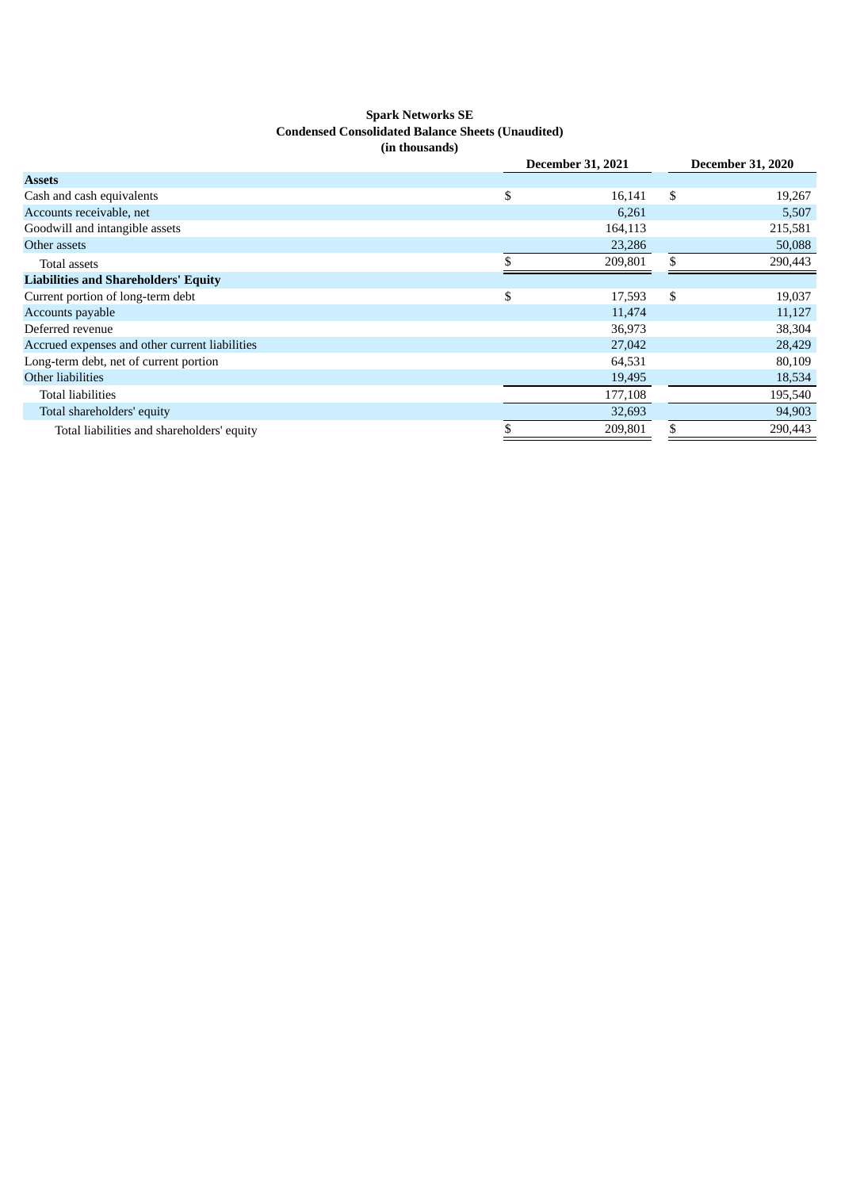**Spark Networks SE**
**Condensed Consolidated Balance Sheets (Unaudited)**
**(in thousands)**

| | December 31, 2021 | December 31, 2020 |
|---|---|---|
| **Assets** | | |
| Cash and cash equivalents | $ 16,141 | $ 19,267 |
| Accounts receivable, net | 6,261 | 5,507 |
| Goodwill and intangible assets | 164,113 | 215,581 |
| Other assets | 23,286 | 50,088 |
| Total assets | $ 209,801 | $ 290,443 |
| **Liabilities and Shareholders' Equity** | | |
| Current portion of long-term debt | $ 17,593 | $ 19,037 |
| Accounts payable | 11,474 | 11,127 |
| Deferred revenue | 36,973 | 38,304 |
| Accrued expenses and other current liabilities | 27,042 | 28,429 |
| Long-term debt, net of current portion | 64,531 | 80,109 |
| Other liabilities | 19,495 | 18,534 |
| Total liabilities | 177,108 | 195,540 |
| Total shareholders' equity | 32,693 | 94,903 |
| Total liabilities and shareholders' equity | $ 209,801 | $ 290,443 |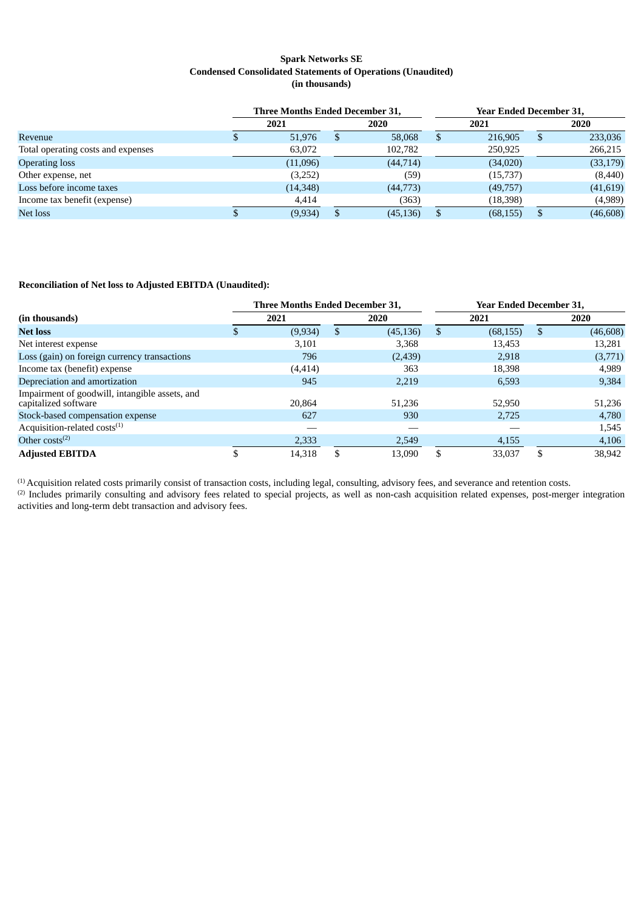**Spark Networks SE**
**Condensed Consolidated Statements of Operations (Unaudited)**
**(in thousands)**

| | Three Months Ended December 31, | | Year Ended December 31, | |
|---|---|---|---|---|
| | 2021 | 2020 | 2021 | 2020 |
| Revenue | $ 51,976 | $ 58,068 | $ 216,905 | $ 233,036 |
| Total operating costs and expenses | 63,072 | 102,782 | 250,925 | 266,215 |
| Operating loss | (11,096) | (44,714) | (34,020) | (33,179) |
| Other expense, net | (3,252) | (59) | (15,737) | (8,440) |
| Loss before income taxes | (14,348) | (44,773) | (49,757) | (41,619) |
| Income tax benefit (expense) | 4,414 | (363) | (18,398) | (4,989) |
| Net loss | $ (9,934) | $ (45,136) | $ (68,155) | $ (46,608) |

**Reconciliation of Net loss to Adjusted EBITDA (Unaudited):**

| | Three Months Ended December 31, | | Year Ended December 31, | |
|---|---|---|---|---|
| **(in thousands)** | 2021 | 2020 | 2021 | 2020 |
| **Net loss** | $ (9,934) | $ (45,136) | $ (68,155) | $ (46,608) |
| Net interest expense | 3,101 | 3,368 | 13,453 | 13,281 |
| Loss (gain) on foreign currency transactions | 796 | (2,439) | 2,918 | (3,771) |
| Income tax (benefit) expense | (4,414) | 363 | 18,398 | 4,989 |
| Depreciation and amortization | 945 | 2,219 | 6,593 | 9,384 |
| Impairment of goodwill, intangible assets, and capitalized software | 20,864 | 51,236 | 52,950 | 51,236 |
| Stock-based compensation expense | 627 | 930 | 2,725 | 4,780 |
| Acquisition-related costs[1] | — | — | — | 1,545 |
| Other costs[2] | 2,333 | 2,549 | 4,155 | 4,106 |
| **Adjusted EBITDA** | $ 14,318 | $ 13,090 | $ 33,037 | $ 38,942 |

[1] Acquisition related costs primarily consist of transaction costs, including legal, consulting, advisory fees, and severance and retention costs.
[2] Includes primarily consulting and advisory fees related to special projects, as well as non-cash acquisition related expenses, post-merger integration activities and long-term debt transaction and advisory fees.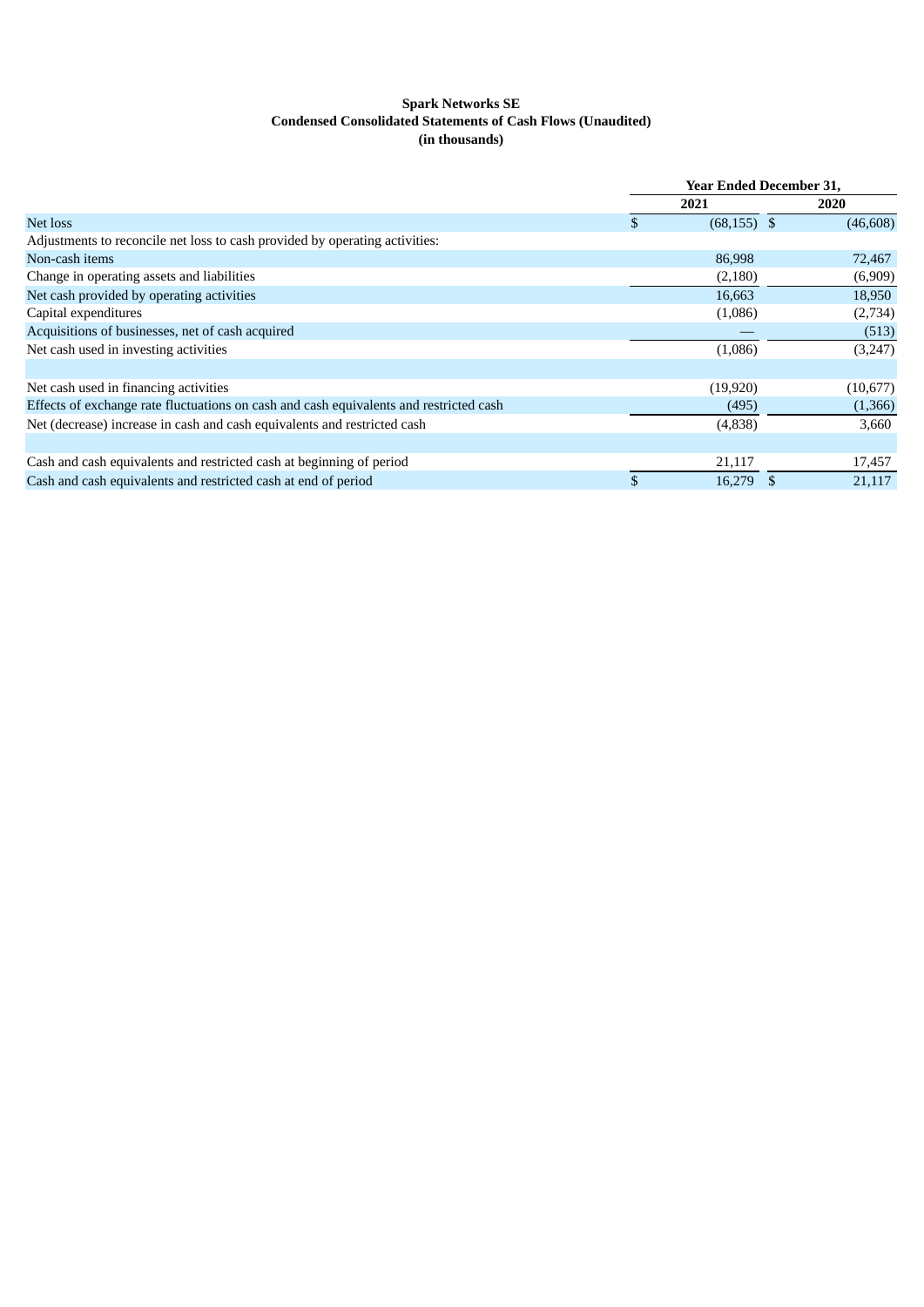**Spark Networks SE**
**Condensed Consolidated Statements of Cash Flows (Unaudited)**
**(in thousands)**

| | Year Ended December 31, | |
|---|---|---|
| | 2021 | 2020 |
| Net loss | $ (68,155) | $ (46,608) |
| Adjustments to reconcile net loss to cash provided by operating activities: | | |
| Non-cash items | 86,998 | 72,467 |
| Change in operating assets and liabilities | (2,180) | (6,909) |
| Net cash provided by operating activities | 16,663 | 18,950 |
| Capital expenditures | (1,086) | (2,734) |
| Acquisitions of businesses, net of cash acquired | — | (513) |
| Net cash used in investing activities | (1,086) | (3,247) |
| | | |
| Net cash used in financing activities | (19,920) | (10,677) |
| Effects of exchange rate fluctuations on cash and cash equivalents and restricted cash | (495) | (1,366) |
| Net (decrease) increase in cash and cash equivalents and restricted cash | (4,838) | 3,660 |
| | | |
| Cash and cash equivalents and restricted cash at beginning of period | 21,117 | 17,457 |
| Cash and cash equivalents and restricted cash at end of period | $ 16,279 | $ 21,117 |